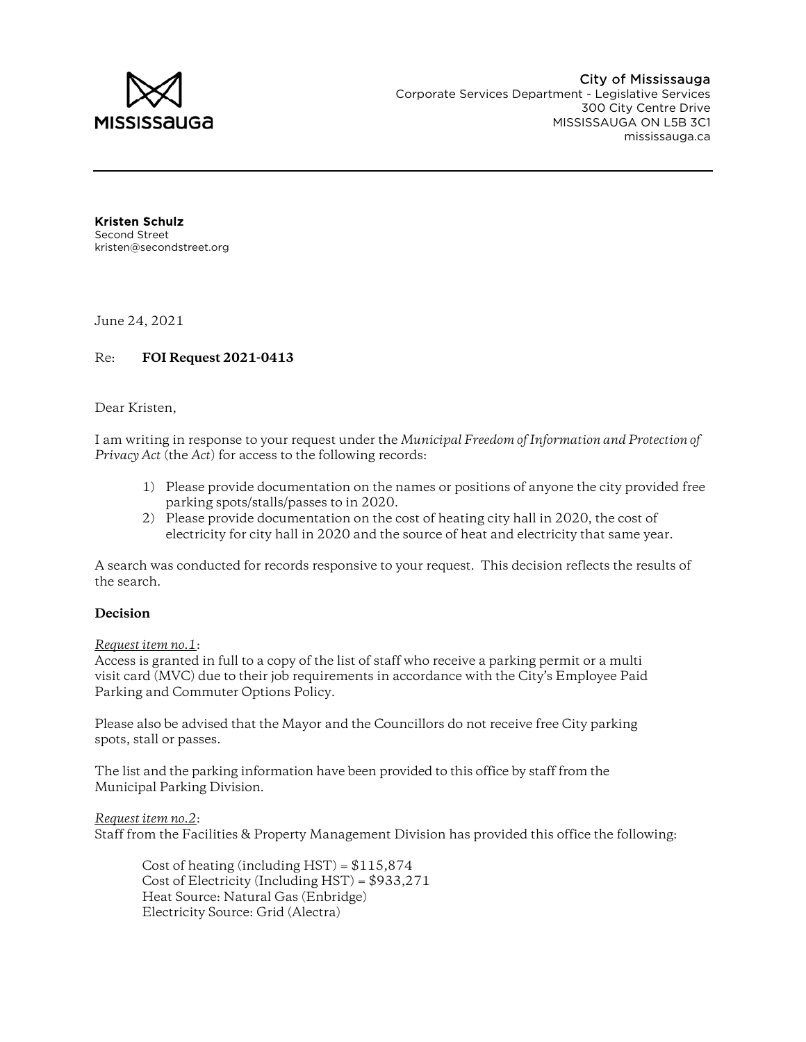MISSISSAUGA

City of Mississauga
Corporate Services Department - Legislative Services
300 City Centre Drive
MISSISSAUGA ON L5B 3C1
mississauga.ca

---

**Kristen Schulz**
Second Street
kristen@secondstreet.org

June 24, 2021

Re: **FOI Request 2021-0413**

Dear Kristen,

I am writing in response to your request under the *Municipal Freedom of Information and Protection of Privacy Act* (the *Act*) for access to the following records:

1) Please provide documentation on the names or positions of anyone the city provided free parking spots/stalls/passes to in 2020.
2) Please provide documentation on the cost of heating city hall in 2020, the cost of electricity for city hall in 2020 and the source of heat and electricity that same year.

A search was conducted for records responsive to your request. This decision reflects the results of the search.

**Decision**

*Request item no.1*:
Access is granted in full to a copy of the list of staff who receive a parking permit or a multi visit card (MVC) due to their job requirements in accordance with the City's Employee Paid Parking and Commuter Options Policy.

Please also be advised that the Mayor and the Councillors do not receive free City parking spots, stall or passes.

The list and the parking information have been provided to this office by staff from the Municipal Parking Division.

*Request item no.2*:
Staff from the Facilities & Property Management Division has provided this office the following:

Cost of heating (including HST) = $115,874
Cost of Electricity (Including HST) = $933,271
Heat Source: Natural Gas (Enbridge)
Electricity Source: Grid (Alectra)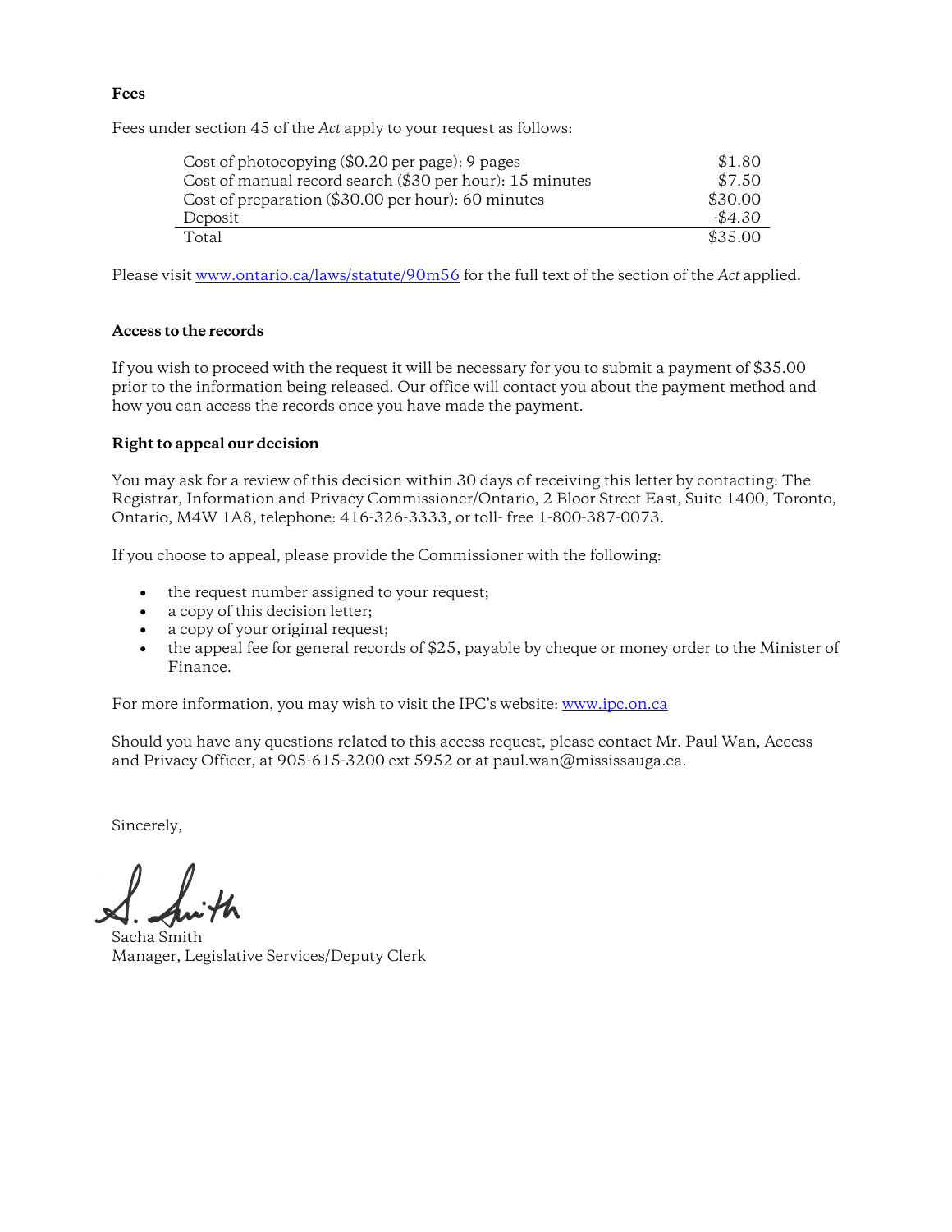**Fees**

Fees under section 45 of the *Act* apply to your request as follows:

| | |
|---|---|
| Cost of photocopying ($0.20 per page): 9 pages | $1.80 |
| Cost of manual record search ($30 per hour): 15 minutes | $7.50 |
| Cost of preparation ($30.00 per hour): 60 minutes | $30.00 |
| Deposit | -$4.30 |
| Total | $35.00 |

Please visit [www.ontario.ca/laws/statute/90m56](http://www.ontario.ca/laws/statute/90m56) for the full text of the section of the *Act* applied.

**Access to the records**

If you wish to proceed with the request it will be necessary for you to submit a payment of $35.00 prior to the information being released. Our office will contact you about the payment method and how you can access the records once you have made the payment.

**Right to appeal our decision**

You may ask for a review of this decision within 30 days of receiving this letter by contacting: The Registrar, Information and Privacy Commissioner/Ontario, 2 Bloor Street East, Suite 1400, Toronto, Ontario, M4W 1A8, telephone: 416-326-3333, or toll- free 1-800-387-0073.

If you choose to appeal, please provide the Commissioner with the following:

- the request number assigned to your request;
- a copy of this decision letter;
- a copy of your original request;
- the appeal fee for general records of $25, payable by cheque or money order to the Minister of Finance.

For more information, you may wish to visit the IPC's website: [www.ipc.on.ca](http://www.ipc.on.ca)

Should you have any questions related to this access request, please contact Mr. Paul Wan, Access and Privacy Officer, at 905-615-3200 ext 5952 or at paul.wan@mississauga.ca.

Sincerely,

S. Smith

Sacha Smith
Manager, Legislative Services/Deputy Clerk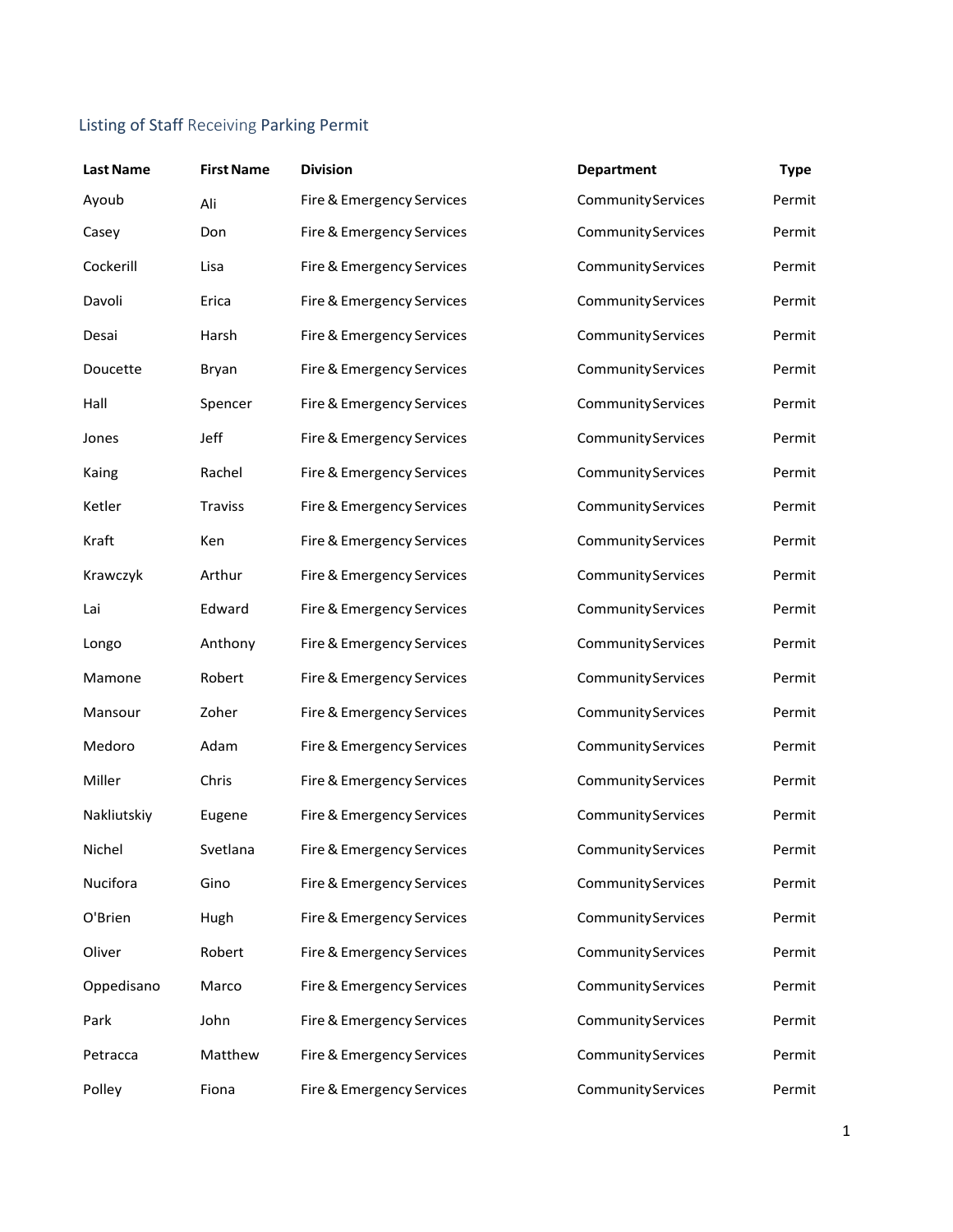## Listing of Staff Receiving Parking Permit

| Last Name | First Name | Division | Department | Type |
|---|---|---|---|---|
| Ayoub | Ali | Fire & Emergency Services | Community Services | Permit |
| Casey | Don | Fire & Emergency Services | Community Services | Permit |
| Cockerill | Lisa | Fire & Emergency Services | Community Services | Permit |
| Davoli | Erica | Fire & Emergency Services | Community Services | Permit |
| Desai | Harsh | Fire & Emergency Services | Community Services | Permit |
| Doucette | Bryan | Fire & Emergency Services | Community Services | Permit |
| Hall | Spencer | Fire & Emergency Services | Community Services | Permit |
| Jones | Jeff | Fire & Emergency Services | Community Services | Permit |
| Kaing | Rachel | Fire & Emergency Services | Community Services | Permit |
| Ketler | Traviss | Fire & Emergency Services | Community Services | Permit |
| Kraft | Ken | Fire & Emergency Services | Community Services | Permit |
| Krawczyk | Arthur | Fire & Emergency Services | Community Services | Permit |
| Lai | Edward | Fire & Emergency Services | Community Services | Permit |
| Longo | Anthony | Fire & Emergency Services | Community Services | Permit |
| Mamone | Robert | Fire & Emergency Services | Community Services | Permit |
| Mansour | Zoher | Fire & Emergency Services | Community Services | Permit |
| Medoro | Adam | Fire & Emergency Services | Community Services | Permit |
| Miller | Chris | Fire & Emergency Services | Community Services | Permit |
| Nakliutskiy | Eugene | Fire & Emergency Services | Community Services | Permit |
| Nichel | Svetlana | Fire & Emergency Services | Community Services | Permit |
| Nucifora | Gino | Fire & Emergency Services | Community Services | Permit |
| O'Brien | Hugh | Fire & Emergency Services | Community Services | Permit |
| Oliver | Robert | Fire & Emergency Services | Community Services | Permit |
| Oppedisano | Marco | Fire & Emergency Services | Community Services | Permit |
| Park | John | Fire & Emergency Services | Community Services | Permit |
| Petracca | Matthew | Fire & Emergency Services | Community Services | Permit |
| Polley | Fiona | Fire & Emergency Services | Community Services | Permit |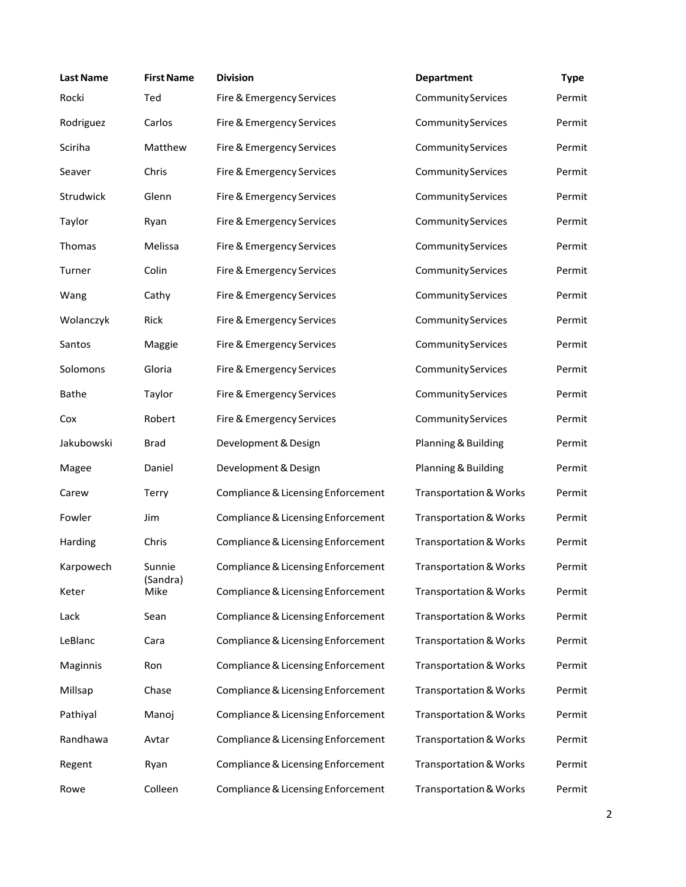| Last Name | First Name | Division | Department | Type |
|---|---|---|---|---|
| Rocki | Ted | Fire & Emergency Services | Community Services | Permit |
| Rodriguez | Carlos | Fire & Emergency Services | Community Services | Permit |
| Sciriha | Matthew | Fire & Emergency Services | Community Services | Permit |
| Seaver | Chris | Fire & Emergency Services | Community Services | Permit |
| Strudwick | Glenn | Fire & Emergency Services | Community Services | Permit |
| Taylor | Ryan | Fire & Emergency Services | Community Services | Permit |
| Thomas | Melissa | Fire & Emergency Services | Community Services | Permit |
| Turner | Colin | Fire & Emergency Services | Community Services | Permit |
| Wang | Cathy | Fire & Emergency Services | Community Services | Permit |
| Wolanczyk | Rick | Fire & Emergency Services | Community Services | Permit |
| Santos | Maggie | Fire & Emergency Services | Community Services | Permit |
| Solomons | Gloria | Fire & Emergency Services | Community Services | Permit |
| Bathe | Taylor | Fire & Emergency Services | Community Services | Permit |
| Cox | Robert | Fire & Emergency Services | Community Services | Permit |
| Jakubowski | Brad | Development & Design | Planning & Building | Permit |
| Magee | Daniel | Development & Design | Planning & Building | Permit |
| Carew | Terry | Compliance & Licensing Enforcement | Transportation & Works | Permit |
| Fowler | Jim | Compliance & Licensing Enforcement | Transportation & Works | Permit |
| Harding | Chris | Compliance & Licensing Enforcement | Transportation & Works | Permit |
| Karpowech | Sunnie (Sandra) | Compliance & Licensing Enforcement | Transportation & Works | Permit |
| Keter | Mike | Compliance & Licensing Enforcement | Transportation & Works | Permit |
| Lack | Sean | Compliance & Licensing Enforcement | Transportation & Works | Permit |
| LeBlanc | Cara | Compliance & Licensing Enforcement | Transportation & Works | Permit |
| Maginnis | Ron | Compliance & Licensing Enforcement | Transportation & Works | Permit |
| Millsap | Chase | Compliance & Licensing Enforcement | Transportation & Works | Permit |
| Pathiyal | Manoj | Compliance & Licensing Enforcement | Transportation & Works | Permit |
| Randhawa | Avtar | Compliance & Licensing Enforcement | Transportation & Works | Permit |
| Regent | Ryan | Compliance & Licensing Enforcement | Transportation & Works | Permit |
| Rowe | Colleen | Compliance & Licensing Enforcement | Transportation & Works | Permit |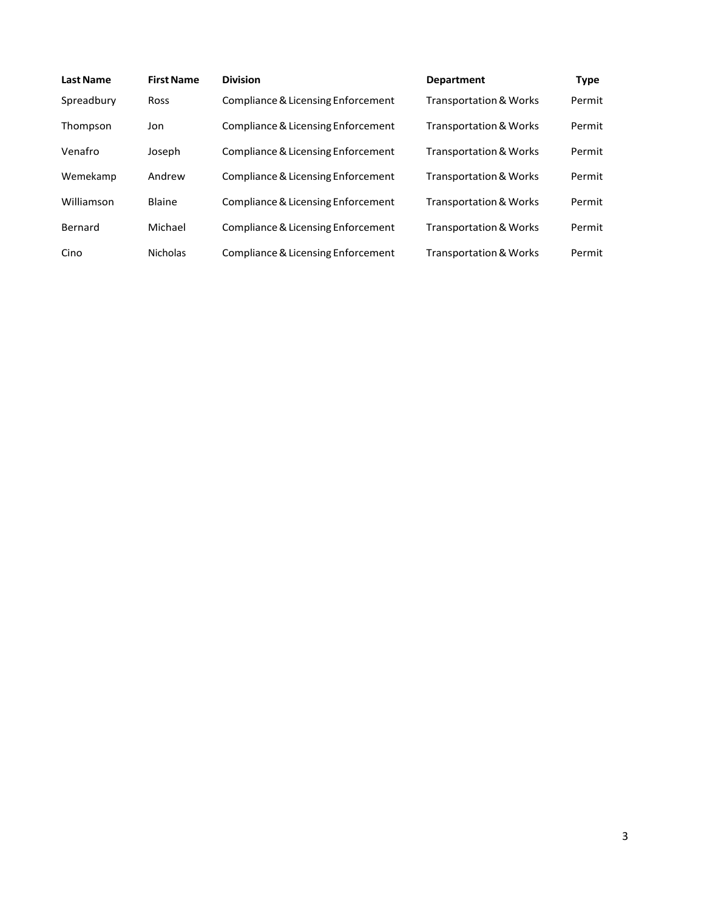| Last Name | First Name | Division | Department | Type |
|---|---|---|---|---|
| Spreadbury | Ross | Compliance & Licensing Enforcement | Transportation & Works | Permit |
| Thompson | Jon | Compliance & Licensing Enforcement | Transportation & Works | Permit |
| Venafro | Joseph | Compliance & Licensing Enforcement | Transportation & Works | Permit |
| Wemekamp | Andrew | Compliance & Licensing Enforcement | Transportation & Works | Permit |
| Williamson | Blaine | Compliance & Licensing Enforcement | Transportation & Works | Permit |
| Bernard | Michael | Compliance & Licensing Enforcement | Transportation & Works | Permit |
| Cino | Nicholas | Compliance & Licensing Enforcement | Transportation & Works | Permit |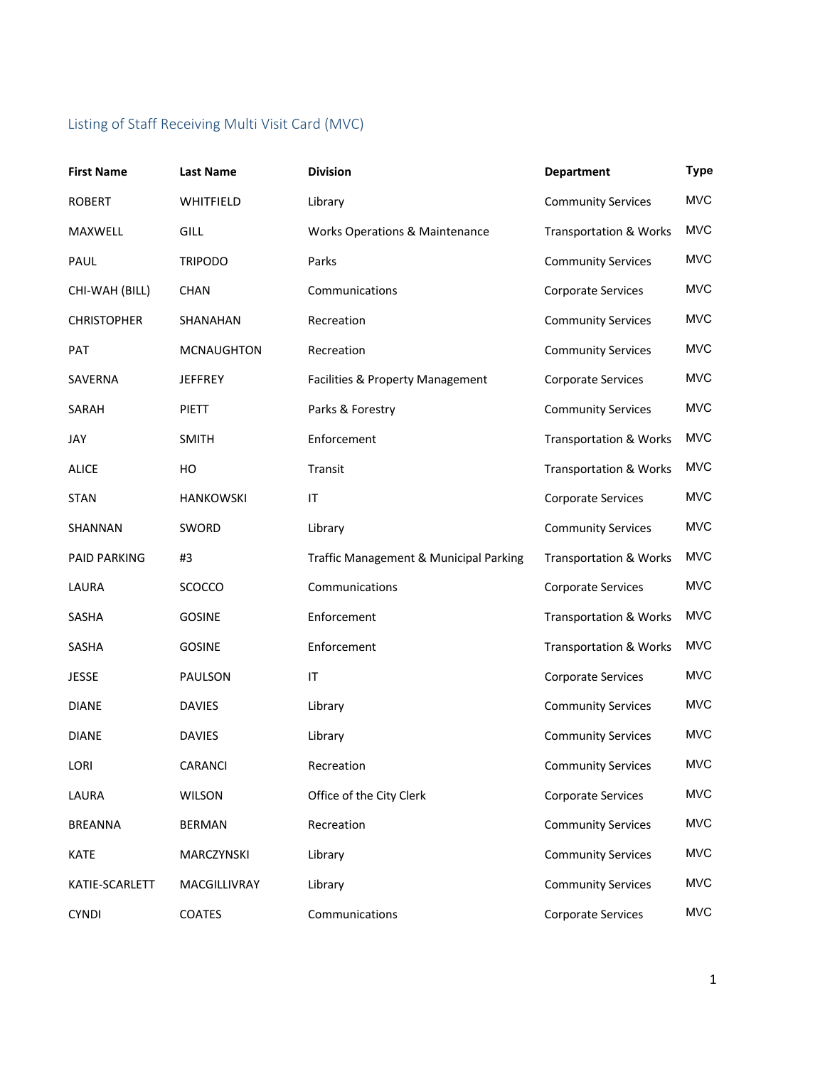## Listing of Staff Receiving Multi Visit Card (MVC)

| First Name | Last Name | Division | Department | Type |
|---|---|---|---|---|
| ROBERT | WHITFIELD | Library | Community Services | MVC |
| MAXWELL | GILL | Works Operations & Maintenance | Transportation & Works | MVC |
| PAUL | TRIPODO | Parks | Community Services | MVC |
| CHI-WAH (BILL) | CHAN | Communications | Corporate Services | MVC |
| CHRISTOPHER | SHANAHAN | Recreation | Community Services | MVC |
| PAT | MCNAUGHTON | Recreation | Community Services | MVC |
| SAVERNA | JEFFREY | Facilities & Property Management | Corporate Services | MVC |
| SARAH | PIETT | Parks & Forestry | Community Services | MVC |
| JAY | SMITH | Enforcement | Transportation & Works | MVC |
| ALICE | HO | Transit | Transportation & Works | MVC |
| STAN | HANKOWSKI | IT | Corporate Services | MVC |
| SHANNAN | SWORD | Library | Community Services | MVC |
| PAID PARKING | #3 | Traffic Management & Municipal Parking | Transportation & Works | MVC |
| LAURA | SCOCCO | Communications | Corporate Services | MVC |
| SASHA | GOSINE | Enforcement | Transportation & Works | MVC |
| SASHA | GOSINE | Enforcement | Transportation & Works | MVC |
| JESSE | PAULSON | IT | Corporate Services | MVC |
| DIANE | DAVIES | Library | Community Services | MVC |
| DIANE | DAVIES | Library | Community Services | MVC |
| LORI | CARANCI | Recreation | Community Services | MVC |
| LAURA | WILSON | Office of the City Clerk | Corporate Services | MVC |
| BREANNA | BERMAN | Recreation | Community Services | MVC |
| KATE | MARCZYNSKI | Library | Community Services | MVC |
| KATIE-SCARLETT | MACGILLIVRAY | Library | Community Services | MVC |
| CYNDI | COATES | Communications | Corporate Services | MVC |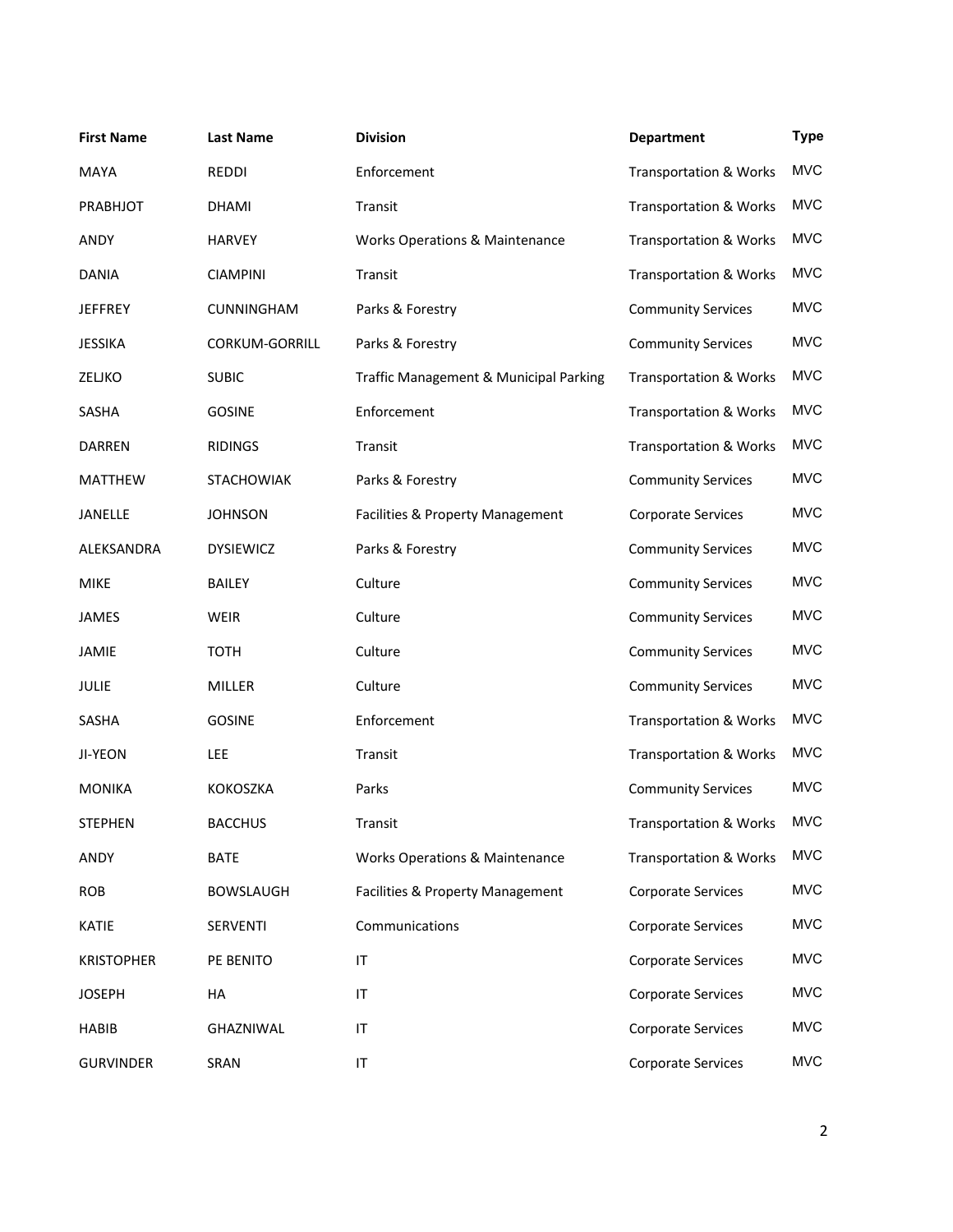| First Name | Last Name | Division | Department | Type |
| --- | --- | --- | --- | --- |
| MAYA | REDDI | Enforcement | Transportation & Works | MVC |
| PRABHJOT | DHAMI | Transit | Transportation & Works | MVC |
| ANDY | HARVEY | Works Operations & Maintenance | Transportation & Works | MVC |
| DANIA | CIAMPINI | Transit | Transportation & Works | MVC |
| JEFFREY | CUNNINGHAM | Parks & Forestry | Community Services | MVC |
| JESSIKA | CORKUM-GORRILL | Parks & Forestry | Community Services | MVC |
| ZELJKO | SUBIC | Traffic Management & Municipal Parking | Transportation & Works | MVC |
| SASHA | GOSINE | Enforcement | Transportation & Works | MVC |
| DARREN | RIDINGS | Transit | Transportation & Works | MVC |
| MATTHEW | STACHOWIAK | Parks & Forestry | Community Services | MVC |
| JANELLE | JOHNSON | Facilities & Property Management | Corporate Services | MVC |
| ALEKSANDRA | DYSIEWICZ | Parks & Forestry | Community Services | MVC |
| MIKE | BAILEY | Culture | Community Services | MVC |
| JAMES | WEIR | Culture | Community Services | MVC |
| JAMIE | TOTH | Culture | Community Services | MVC |
| JULIE | MILLER | Culture | Community Services | MVC |
| SASHA | GOSINE | Enforcement | Transportation & Works | MVC |
| JI-YEON | LEE | Transit | Transportation & Works | MVC |
| MONIKA | KOKOSZKA | Parks | Community Services | MVC |
| STEPHEN | BACCHUS | Transit | Transportation & Works | MVC |
| ANDY | BATE | Works Operations & Maintenance | Transportation & Works | MVC |
| ROB | BOWSLAUGH | Facilities & Property Management | Corporate Services | MVC |
| KATIE | SERVENTI | Communications | Corporate Services | MVC |
| KRISTOPHER | PE BENITO | IT | Corporate Services | MVC |
| JOSEPH | HA | IT | Corporate Services | MVC |
| HABIB | GHAZNIWAL | IT | Corporate Services | MVC |
| GURVINDER | SRAN | IT | Corporate Services | MVC |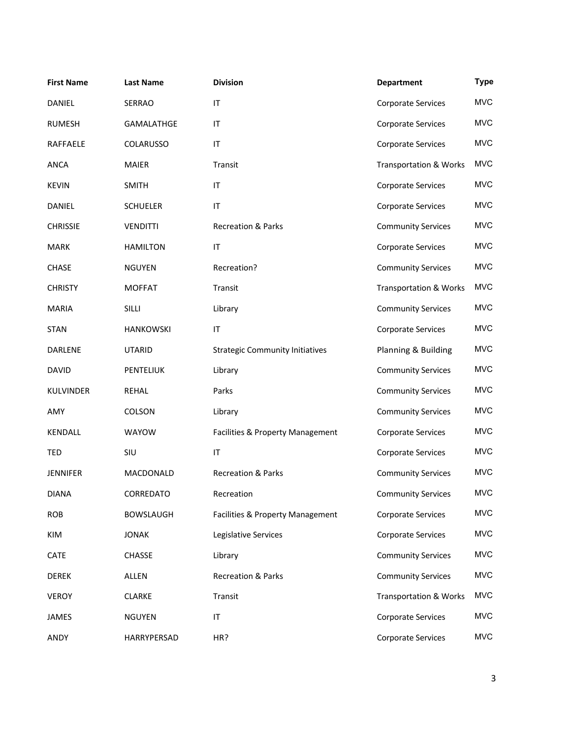| First Name | Last Name | Division | Department | Type |
|---|---|---|---|---|
| DANIEL | SERRAO | IT | Corporate Services | MVC |
| RUMESH | GAMALATHGE | IT | Corporate Services | MVC |
| RAFFAELE | COLARUSSO | IT | Corporate Services | MVC |
| ANCA | MAIER | Transit | Transportation & Works | MVC |
| KEVIN | SMITH | IT | Corporate Services | MVC |
| DANIEL | SCHUELER | IT | Corporate Services | MVC |
| CHRISSIE | VENDITTI | Recreation & Parks | Community Services | MVC |
| MARK | HAMILTON | IT | Corporate Services | MVC |
| CHASE | NGUYEN | Recreation? | Community Services | MVC |
| CHRISTY | MOFFAT | Transit | Transportation & Works | MVC |
| MARIA | SILLI | Library | Community Services | MVC |
| STAN | HANKOWSKI | IT | Corporate Services | MVC |
| DARLENE | UTARID | Strategic Community Initiatives | Planning & Building | MVC |
| DAVID | PENTELIUK | Library | Community Services | MVC |
| KULVINDER | REHAL | Parks | Community Services | MVC |
| AMY | COLSON | Library | Community Services | MVC |
| KENDALL | WAYOW | Facilities & Property Management | Corporate Services | MVC |
| TED | SIU | IT | Corporate Services | MVC |
| JENNIFER | MACDONALD | Recreation & Parks | Community Services | MVC |
| DIANA | CORREDATO | Recreation | Community Services | MVC |
| ROB | BOWSLAUGH | Facilities & Property Management | Corporate Services | MVC |
| KIM | JONAK | Legislative Services | Corporate Services | MVC |
| CATE | CHASSE | Library | Community Services | MVC |
| DEREK | ALLEN | Recreation & Parks | Community Services | MVC |
| VEROY | CLARKE | Transit | Transportation & Works | MVC |
| JAMES | NGUYEN | IT | Corporate Services | MVC |
| ANDY | HARRYPERSAD | HR? | Corporate Services | MVC |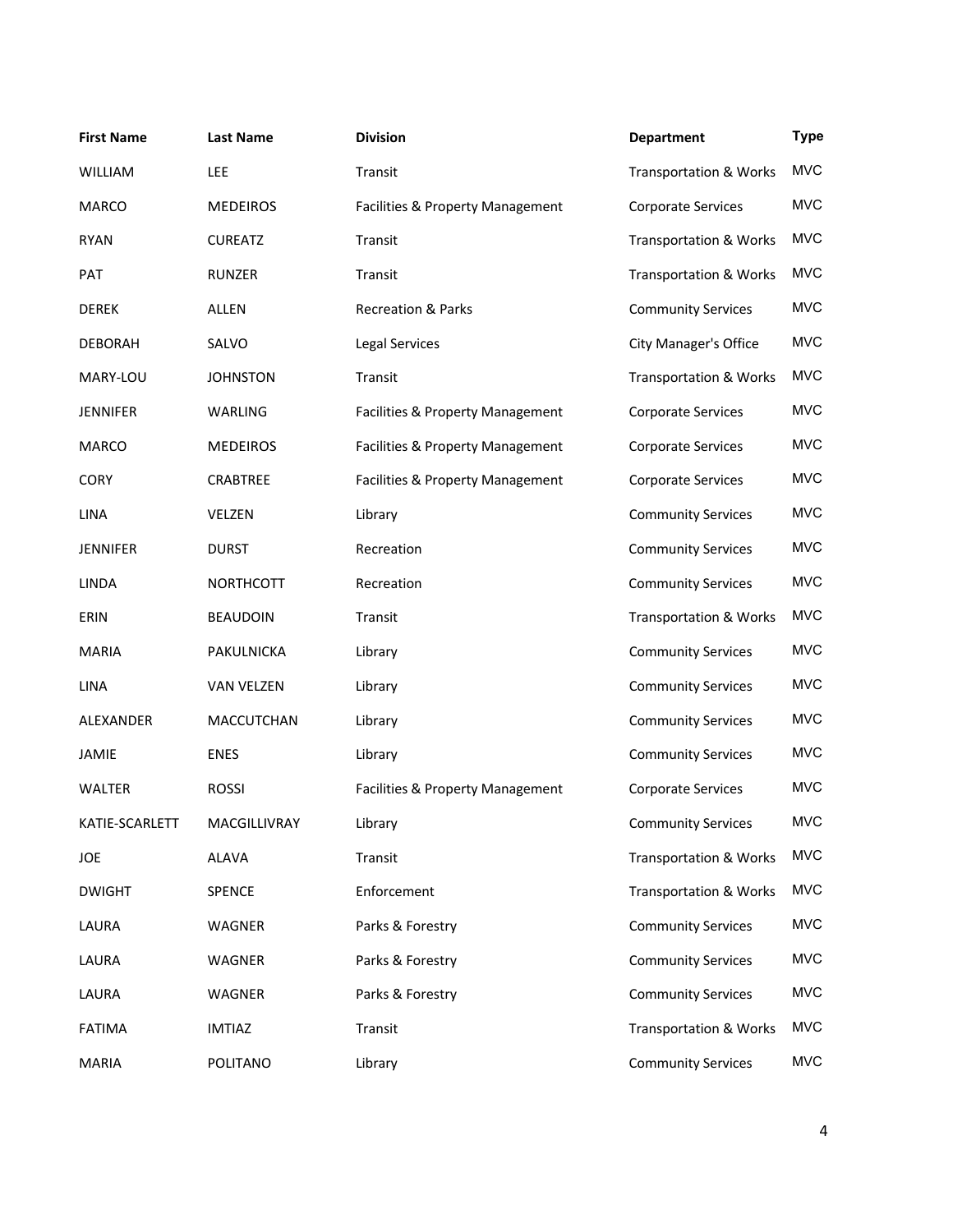| First Name | Last Name | Division | Department | Type |
| --- | --- | --- | --- | --- |
| WILLIAM | LEE | Transit | Transportation & Works | MVC |
| MARCO | MEDEIROS | Facilities & Property Management | Corporate Services | MVC |
| RYAN | CUREATZ | Transit | Transportation & Works | MVC |
| PAT | RUNZER | Transit | Transportation & Works | MVC |
| DEREK | ALLEN | Recreation & Parks | Community Services | MVC |
| DEBORAH | SALVO | Legal Services | City Manager's Office | MVC |
| MARY-LOU | JOHNSTON | Transit | Transportation & Works | MVC |
| JENNIFER | WARLING | Facilities & Property Management | Corporate Services | MVC |
| MARCO | MEDEIROS | Facilities & Property Management | Corporate Services | MVC |
| CORY | CRABTREE | Facilities & Property Management | Corporate Services | MVC |
| LINA | VELZEN | Library | Community Services | MVC |
| JENNIFER | DURST | Recreation | Community Services | MVC |
| LINDA | NORTHCOTT | Recreation | Community Services | MVC |
| ERIN | BEAUDOIN | Transit | Transportation & Works | MVC |
| MARIA | PAKULNICKA | Library | Community Services | MVC |
| LINA | VAN VELZEN | Library | Community Services | MVC |
| ALEXANDER | MACCUTCHAN | Library | Community Services | MVC |
| JAMIE | ENES | Library | Community Services | MVC |
| WALTER | ROSSI | Facilities & Property Management | Corporate Services | MVC |
| KATIE-SCARLETT | MACGILLIVRAY | Library | Community Services | MVC |
| JOE | ALAVA | Transit | Transportation & Works | MVC |
| DWIGHT | SPENCE | Enforcement | Transportation & Works | MVC |
| LAURA | WAGNER | Parks & Forestry | Community Services | MVC |
| LAURA | WAGNER | Parks & Forestry | Community Services | MVC |
| LAURA | WAGNER | Parks & Forestry | Community Services | MVC |
| FATIMA | IMTIAZ | Transit | Transportation & Works | MVC |
| MARIA | POLITANO | Library | Community Services | MVC |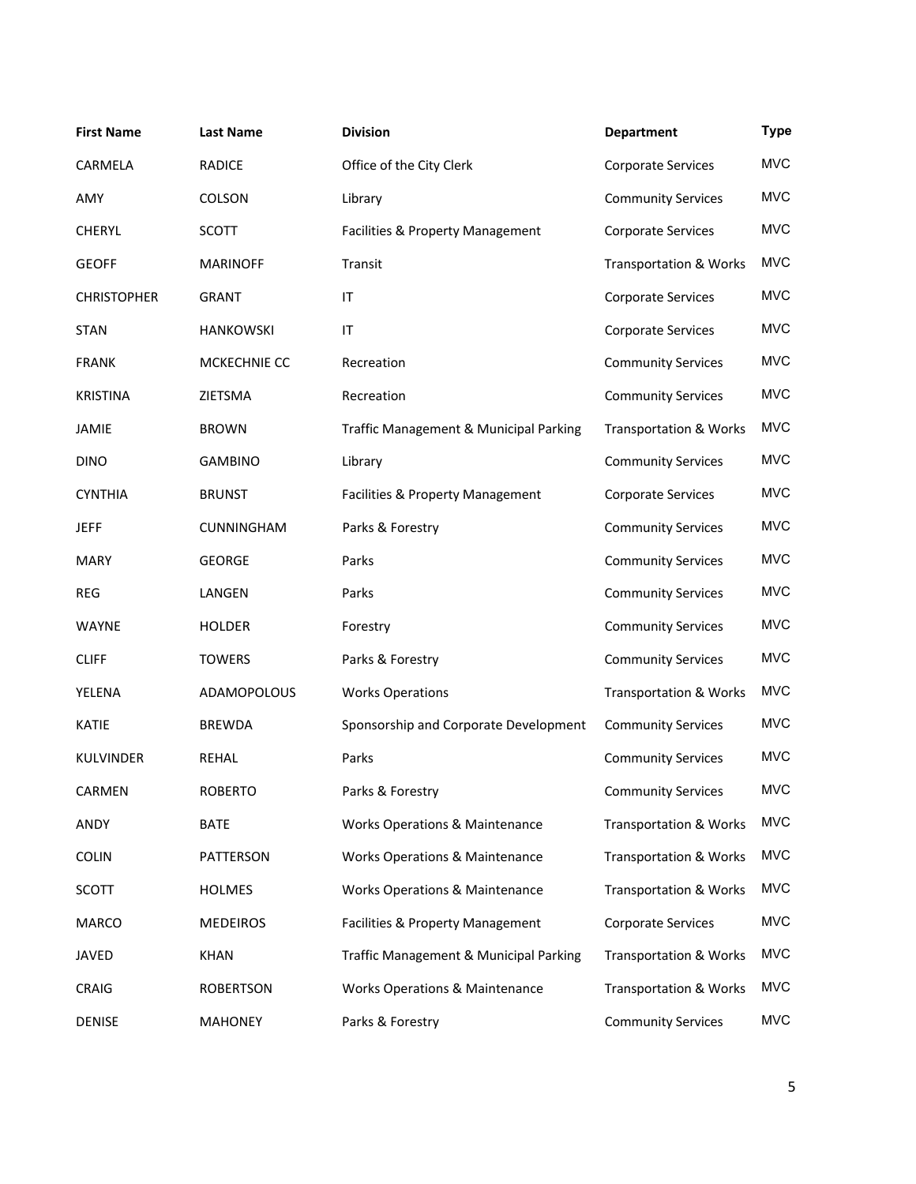| First Name | Last Name | Division | Department | Type |
|---|---|---|---|---|
| CARMELA | RADICE | Office of the City Clerk | Corporate Services | MVC |
| AMY | COLSON | Library | Community Services | MVC |
| CHERYL | SCOTT | Facilities & Property Management | Corporate Services | MVC |
| GEOFF | MARINOFF | Transit | Transportation & Works | MVC |
| CHRISTOPHER | GRANT | IT | Corporate Services | MVC |
| STAN | HANKOWSKI | IT | Corporate Services | MVC |
| FRANK | MCKECHNIE CC | Recreation | Community Services | MVC |
| KRISTINA | ZIETSMA | Recreation | Community Services | MVC |
| JAMIE | BROWN | Traffic Management & Municipal Parking | Transportation & Works | MVC |
| DINO | GAMBINO | Library | Community Services | MVC |
| CYNTHIA | BRUNST | Facilities & Property Management | Corporate Services | MVC |
| JEFF | CUNNINGHAM | Parks & Forestry | Community Services | MVC |
| MARY | GEORGE | Parks | Community Services | MVC |
| REG | LANGEN | Parks | Community Services | MVC |
| WAYNE | HOLDER | Forestry | Community Services | MVC |
| CLIFF | TOWERS | Parks & Forestry | Community Services | MVC |
| YELENA | ADAMOPOLOUS | Works Operations | Transportation & Works | MVC |
| KATIE | BREWDA | Sponsorship and Corporate Development | Community Services | MVC |
| KULVINDER | REHAL | Parks | Community Services | MVC |
| CARMEN | ROBERTO | Parks & Forestry | Community Services | MVC |
| ANDY | BATE | Works Operations & Maintenance | Transportation & Works | MVC |
| COLIN | PATTERSON | Works Operations & Maintenance | Transportation & Works | MVC |
| SCOTT | HOLMES | Works Operations & Maintenance | Transportation & Works | MVC |
| MARCO | MEDEIROS | Facilities & Property Management | Corporate Services | MVC |
| JAVED | KHAN | Traffic Management & Municipal Parking | Transportation & Works | MVC |
| CRAIG | ROBERTSON | Works Operations & Maintenance | Transportation & Works | MVC |
| DENISE | MAHONEY | Parks & Forestry | Community Services | MVC |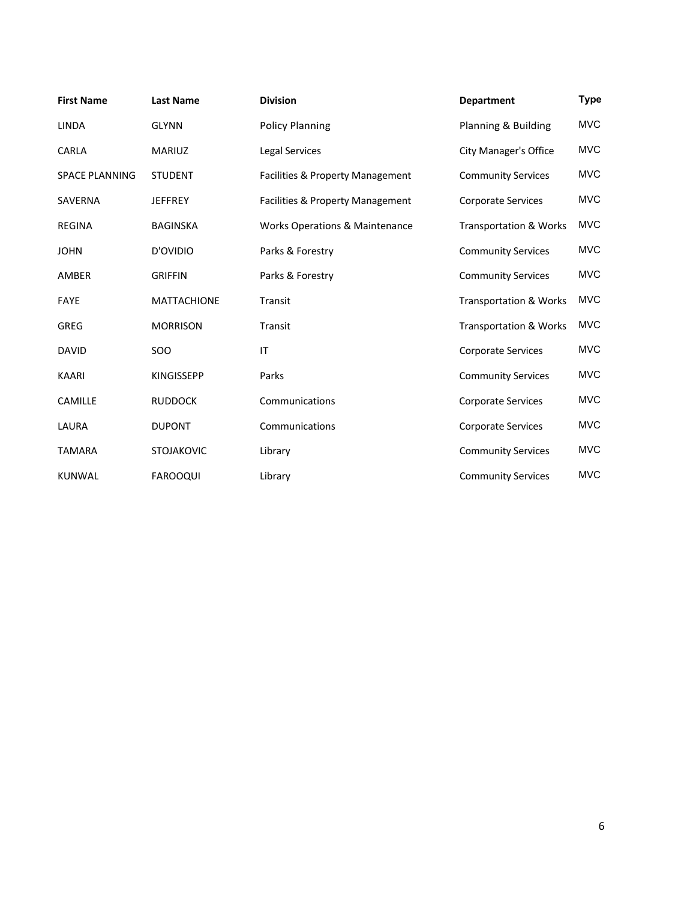| First Name | Last Name | Division | Department | Type |
|---|---|---|---|---|
| LINDA | GLYNN | Policy Planning | Planning & Building | MVC |
| CARLA | MARIUZ | Legal Services | City Manager's Office | MVC |
| SPACE PLANNING | STUDENT | Facilities & Property Management | Community Services | MVC |
| SAVERNA | JEFFREY | Facilities & Property Management | Corporate Services | MVC |
| REGINA | BAGINSKA | Works Operations & Maintenance | Transportation & Works | MVC |
| JOHN | D'OVIDIO | Parks & Forestry | Community Services | MVC |
| AMBER | GRIFFIN | Parks & Forestry | Community Services | MVC |
| FAYE | MATTACHIONE | Transit | Transportation & Works | MVC |
| GREG | MORRISON | Transit | Transportation & Works | MVC |
| DAVID | SOO | IT | Corporate Services | MVC |
| KAARI | KINGISSEPP | Parks | Community Services | MVC |
| CAMILLE | RUDDOCK | Communications | Corporate Services | MVC |
| LAURA | DUPONT | Communications | Corporate Services | MVC |
| TAMARA | STOJAKOVIC | Library | Community Services | MVC |
| KUNWAL | FAROOQUI | Library | Community Services | MVC |